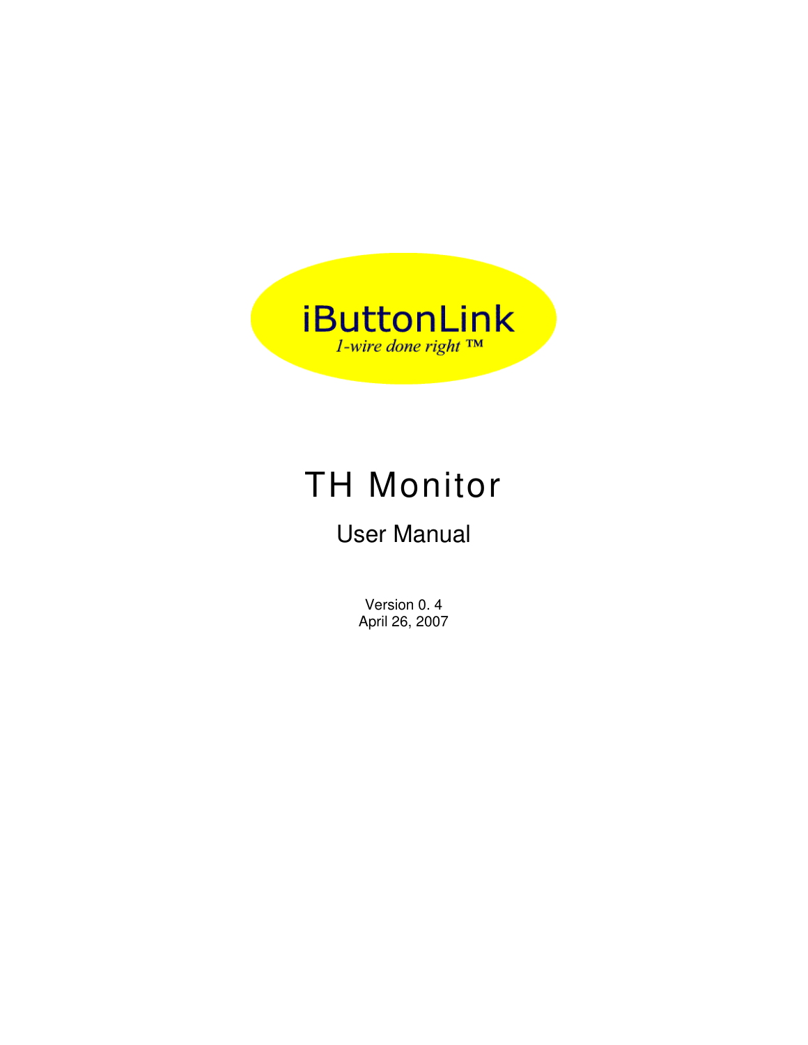iButtonLink

*1-wire done right ™*

# TH Monitor

## User Manual

Version 0. 4
April 26, 2007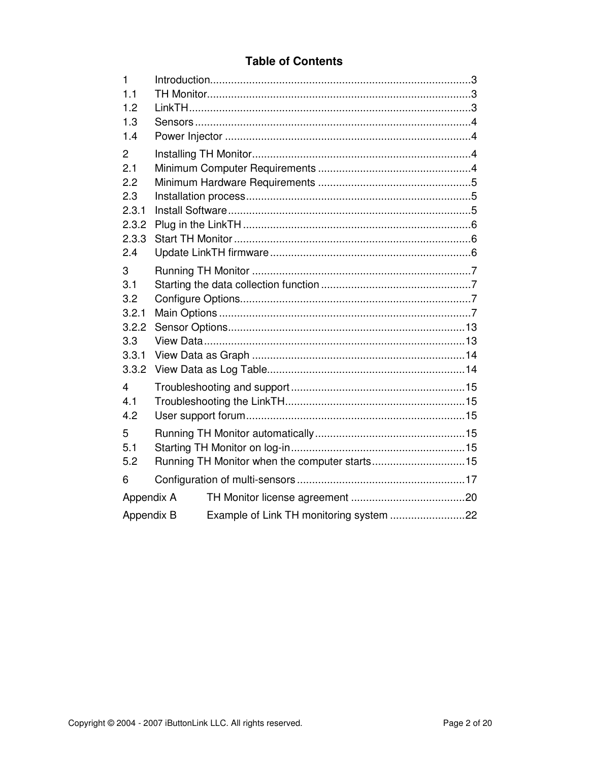## Table of Contents

1 Introduction......................................................................................3
1.1 TH Monitor.......................................................................................3
1.2 LinkTH.............................................................................................3
1.3 Sensors...........................................................................................4
1.4 Power Injector .................................................................................4

2 Installing TH Monitor........................................................................4
2.1 Minimum Computer Requirements ...................................................4
2.2 Minimum Hardware Requirements ...................................................5
2.3 Installation process..........................................................................5
2.3.1 Install Software................................................................................5
2.3.2 Plug in the LinkTH ...........................................................................6
2.3.3 Start TH Monitor ..............................................................................6
2.4 Update LinkTH firmware..................................................................6

3 Running TH Monitor ........................................................................7
3.1 Starting the data collection function .................................................7
3.2 Configure Options............................................................................7
3.2.1 Main Options ...................................................................................7
3.2.2 Sensor Options..............................................................................13
3.3 View Data......................................................................................13
3.3.1 View Data as Graph ......................................................................14
3.3.2 View Data as Log Table.................................................................14

4 Troubleshooting and support ..........................................................15
4.1 Troubleshooting the LinkTH............................................................15
4.2 User support forum.........................................................................15

5 Running TH Monitor automatically.................................................15
5.1 Starting TH Monitor on log-in..........................................................15
5.2 Running TH Monitor when the computer starts...............................15

6 Configuration of multi-sensors ........................................................17

Appendix A TH Monitor license agreement ......................................20

Appendix B Example of Link TH monitoring system .........................22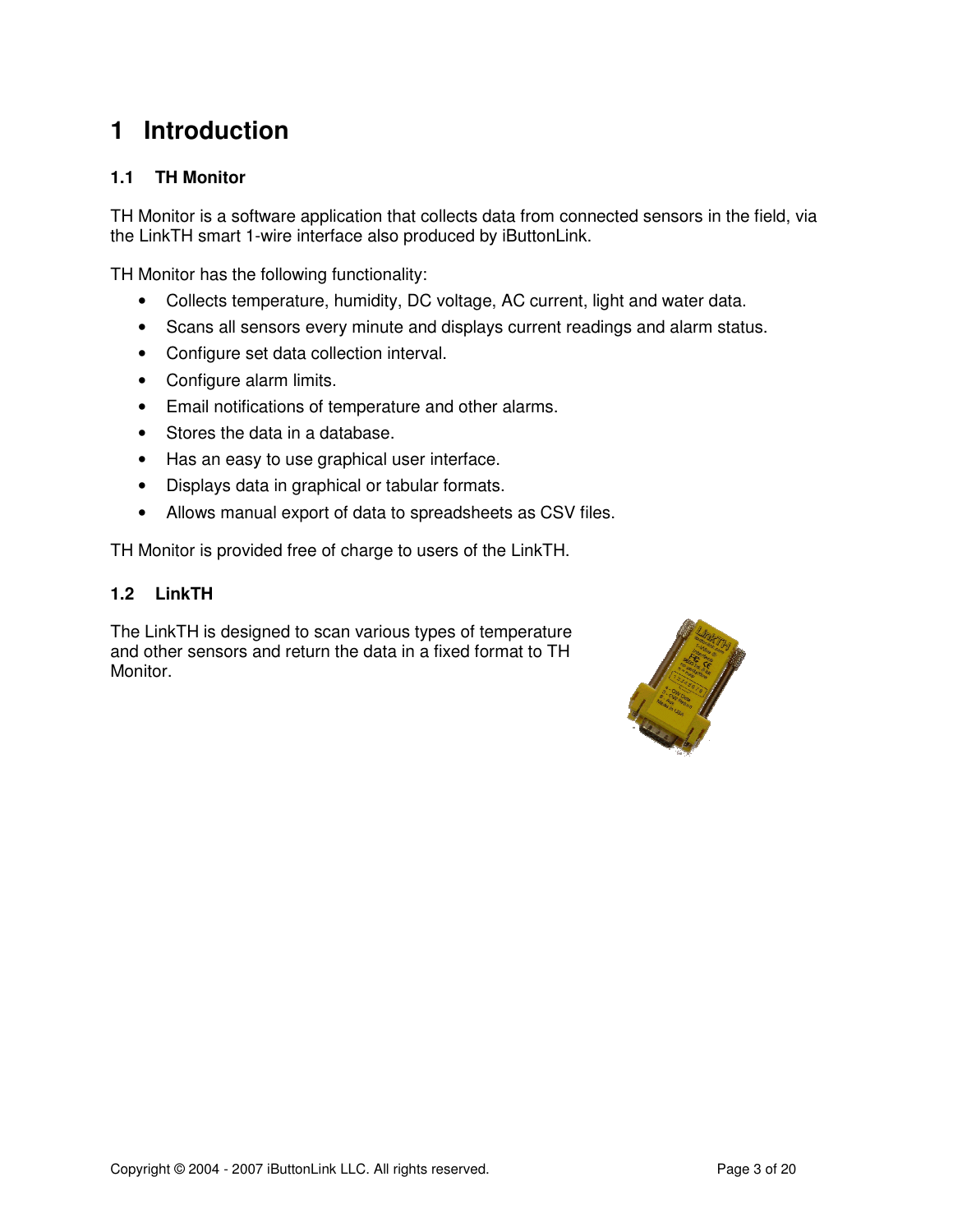# 1 Introduction

## 1.1 TH Monitor

TH Monitor is a software application that collects data from connected sensors in the field, via the LinkTH smart 1-wire interface also produced by iButtonLink.

TH Monitor has the following functionality:

- Collects temperature, humidity, DC voltage, AC current, light and water data.
- Scans all sensors every minute and displays current readings and alarm status.
- Configure set data collection interval.
- Configure alarm limits.
- Email notifications of temperature and other alarms.
- Stores the data in a database.
- Has an easy to use graphical user interface.
- Displays data in graphical or tabular formats.
- Allows manual export of data to spreadsheets as CSV files.

TH Monitor is provided free of charge to users of the LinkTH.

## 1.2 LinkTH

The LinkTH is designed to scan various types of temperature and other sensors and return the data in a fixed format to TH Monitor.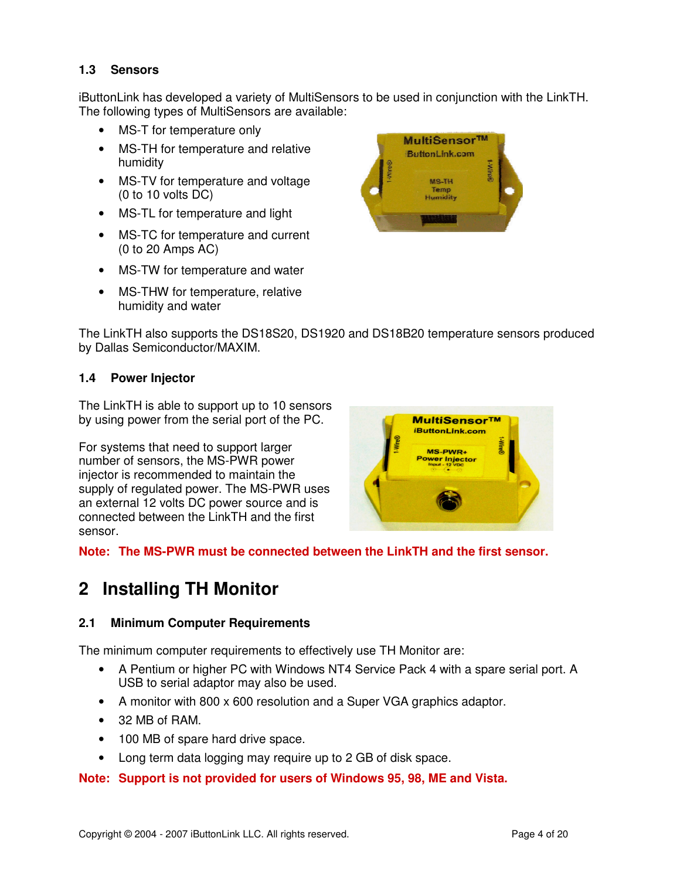### 1.3 Sensors

iButtonLink has developed a variety of MultiSensors to be used in conjunction with the LinkTH. The following types of MultiSensors are available:

- MS-T for temperature only
- MS-TH for temperature and relative humidity
- MS-TV for temperature and voltage (0 to 10 volts DC)
- MS-TL for temperature and light
- MS-TC for temperature and current (0 to 20 Amps AC)
- MS-TW for temperature and water
- MS-THW for temperature, relative humidity and water

The LinkTH also supports the DS18S20, DS1920 and DS18B20 temperature sensors produced by Dallas Semiconductor/MAXIM.

### 1.4 Power Injector

The LinkTH is able to support up to 10 sensors by using power from the serial port of the PC.

For systems that need to support larger number of sensors, the MS-PWR power injector is recommended to maintain the supply of regulated power. The MS-PWR uses an external 12 volts DC power source and is connected between the LinkTH and the first sensor.

**Note: The MS-PWR must be connected between the LinkTH and the first sensor.**

# 2 Installing TH Monitor

### 2.1 Minimum Computer Requirements

The minimum computer requirements to effectively use TH Monitor are:

- A Pentium or higher PC with Windows NT4 Service Pack 4 with a spare serial port. A USB to serial adaptor may also be used.
- A monitor with 800 x 600 resolution and a Super VGA graphics adaptor.
- 32 MB of RAM.
- 100 MB of spare hard drive space.
- Long term data logging may require up to 2 GB of disk space.

**Note: Support is not provided for users of Windows 95, 98, ME and Vista.**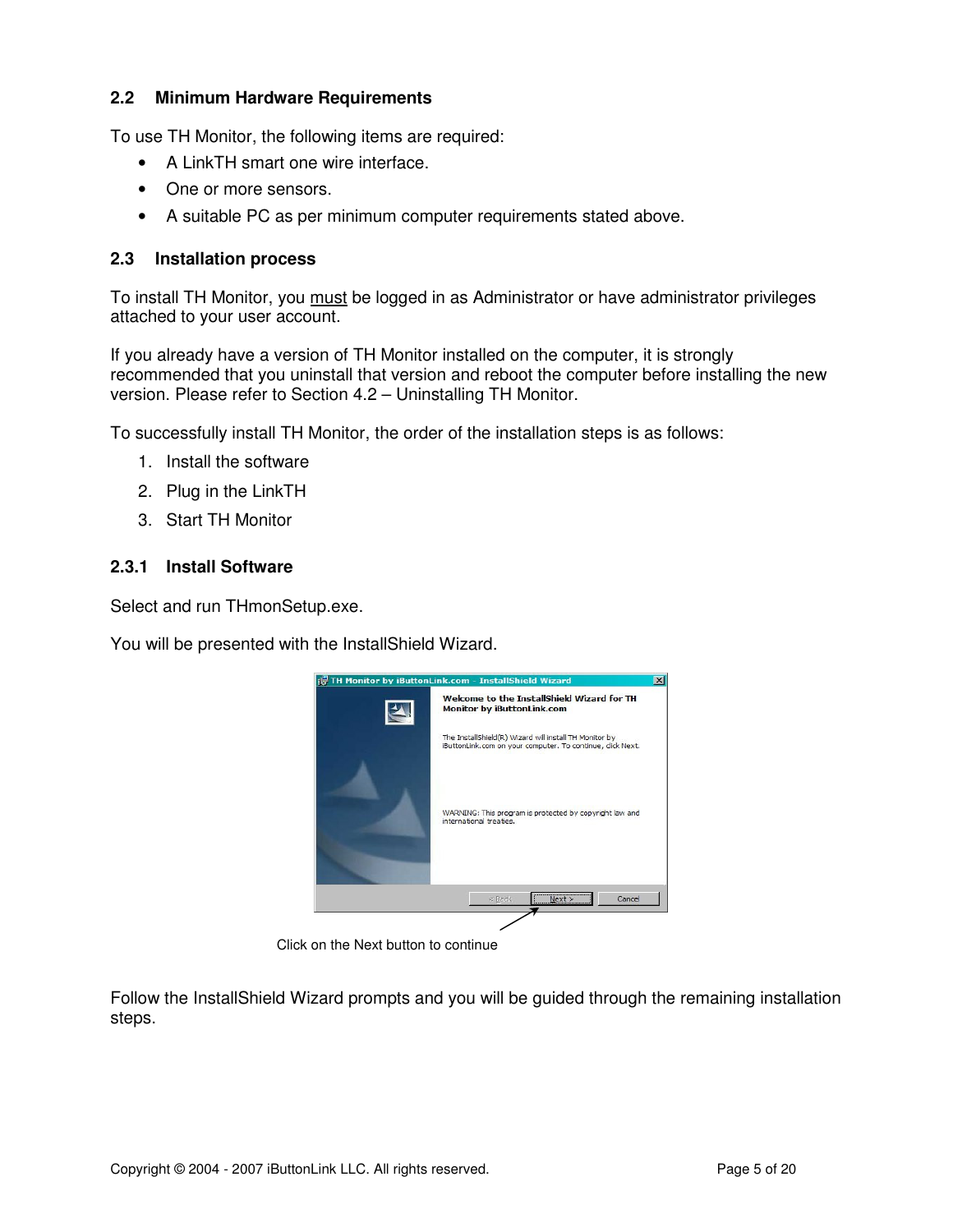## 2.2 Minimum Hardware Requirements

To use TH Monitor, the following items are required:

- A LinkTH smart one wire interface.
- One or more sensors.
- A suitable PC as per minimum computer requirements stated above.

## 2.3 Installation process

To install TH Monitor, you must be logged in as Administrator or have administrator privileges attached to your user account.

If you already have a version of TH Monitor installed on the computer, it is strongly recommended that you uninstall that version and reboot the computer before installing the new version. Please refer to Section 4.2 – Uninstalling TH Monitor.

To successfully install TH Monitor, the order of the installation steps is as follows:

1. Install the software
2. Plug in the LinkTH
3. Start TH Monitor

### 2.3.1 Install Software

Select and run THmonSetup.exe.

You will be presented with the InstallShield Wizard.

Click on the Next button to continue

Follow the InstallShield Wizard prompts and you will be guided through the remaining installation steps.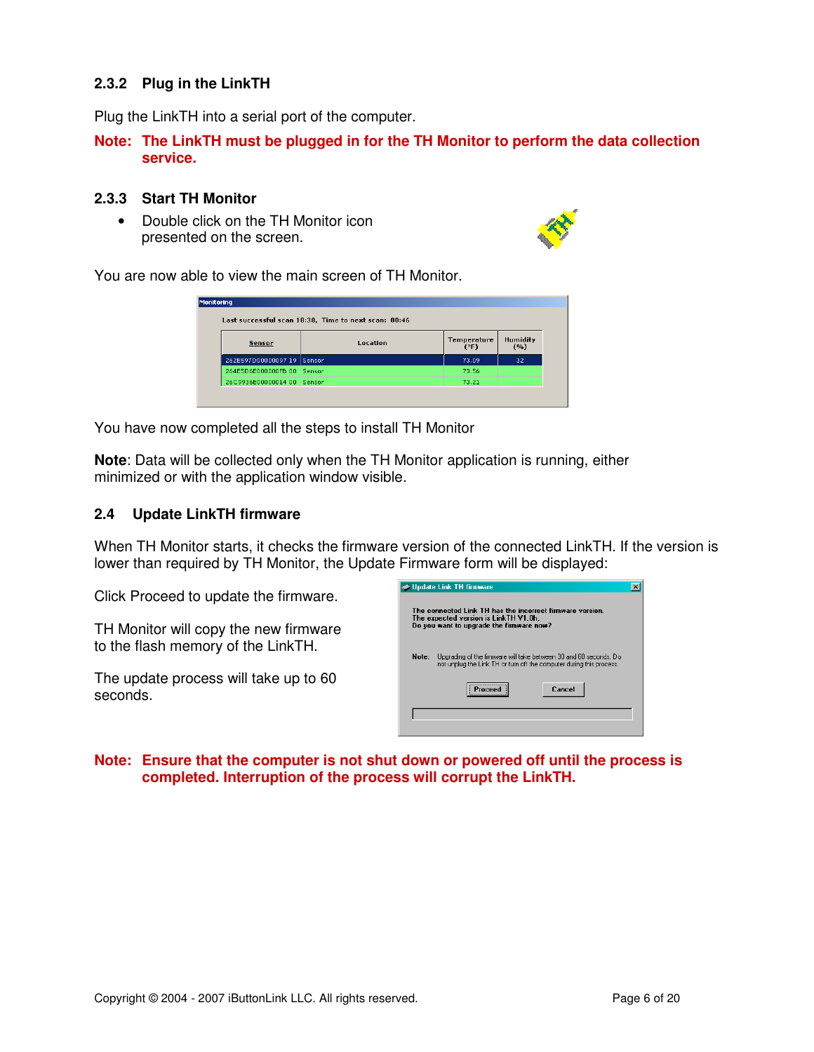### 2.3.2 Plug in the LinkTH

Plug the LinkTH into a serial port of the computer.

**Note: The LinkTH must be plugged in for the TH Monitor to perform the data collection service.**

### 2.3.3 Start TH Monitor

- Double click on the TH Monitor icon presented on the screen.

You are now able to view the main screen of TH Monitor.

You have now completed all the steps to install TH Monitor

**Note**: Data will be collected only when the TH Monitor application is running, either minimized or with the application window visible.

## 2.4 Update LinkTH firmware

When TH Monitor starts, it checks the firmware version of the connected LinkTH. If the version is lower than required by TH Monitor, the Update Firmware form will be displayed:

Click Proceed to update the firmware.

TH Monitor will copy the new firmware to the flash memory of the LinkTH.

The update process will take up to 60 seconds.

**Note: Ensure that the computer is not shut down or powered off until the process is completed. Interruption of the process will corrupt the LinkTH.**

Copyright © 2004 - 2007 iButtonLink LLC. All rights reserved.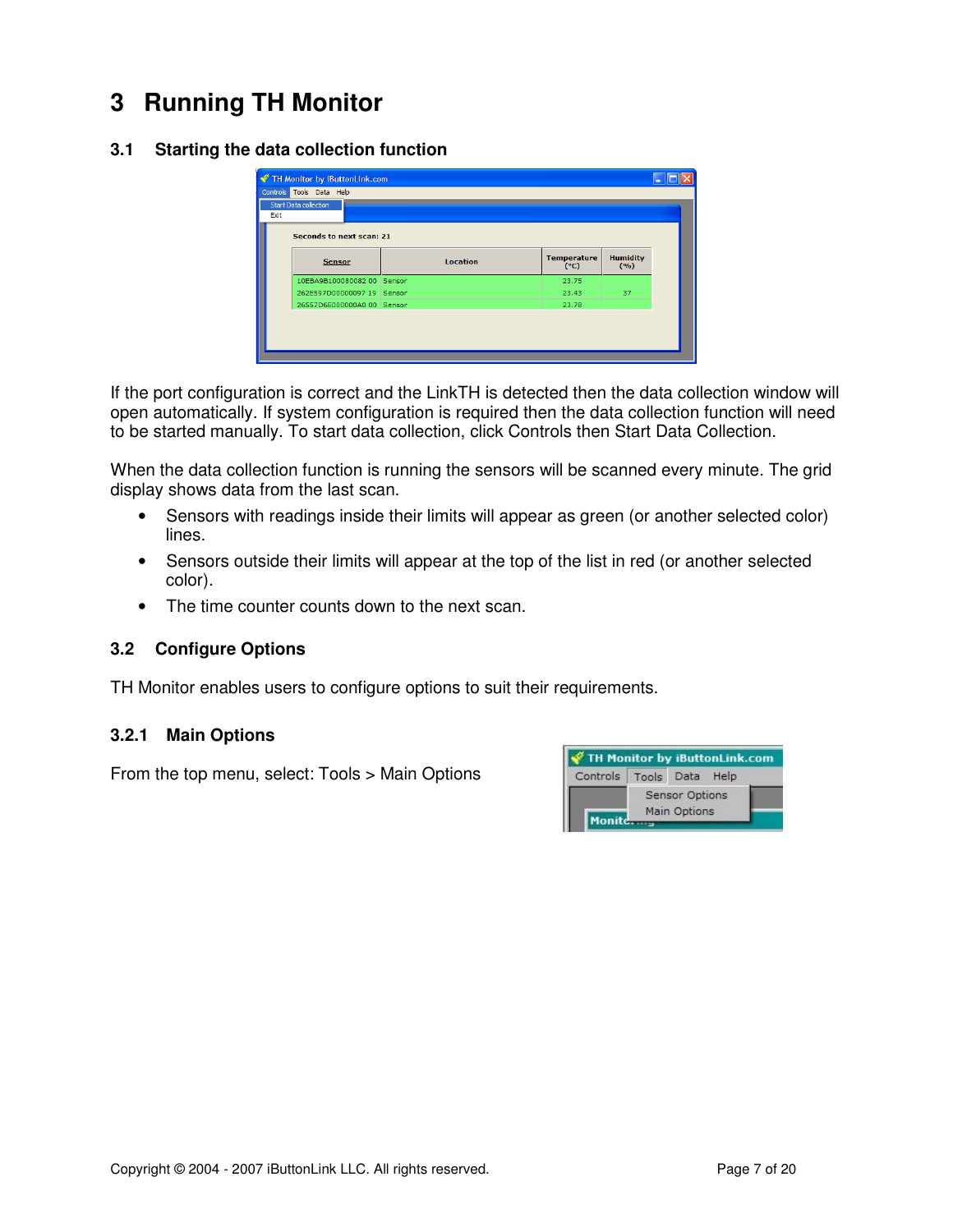# 3 Running TH Monitor

## 3.1 Starting the data collection function

If the port configuration is correct and the LinkTH is detected then the data collection window will open automatically. If system configuration is required then the data collection function will need to be started manually. To start data collection, click Controls then Start Data Collection.

When the data collection function is running the sensors will be scanned every minute. The grid display shows data from the last scan.

- Sensors with readings inside their limits will appear as green (or another selected color) lines.
- Sensors outside their limits will appear at the top of the list in red (or another selected color).
- The time counter counts down to the next scan.

## 3.2 Configure Options

TH Monitor enables users to configure options to suit their requirements.

### 3.2.1 Main Options

From the top menu, select: Tools > Main Options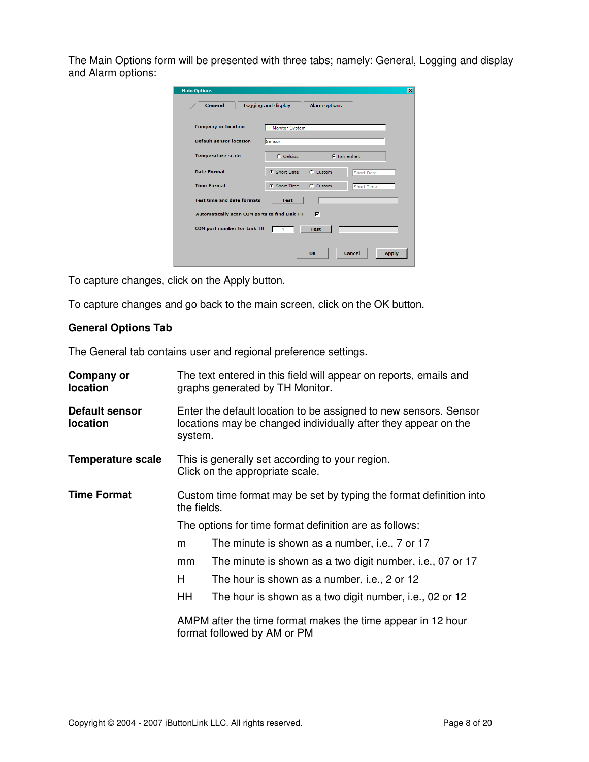The Main Options form will be presented with three tabs; namely: General, Logging and display and Alarm options:

To capture changes, click on the Apply button.

To capture changes and go back to the main screen, click on the OK button.

### General Options Tab

The General tab contains user and regional preference settings.

**Company or location** — The text entered in this field will appear on reports, emails and graphs generated by TH Monitor.

**Default sensor location** — Enter the default location to be assigned to new sensors. Sensor locations may be changed individually after they appear on the system.

**Temperature scale** — This is generally set according to your region. Click on the appropriate scale.

**Time Format** — Custom time format may be set by typing the format definition into the fields.

The options for time format definition are as follows:

| | |
|---|---|
| m | The minute is shown as a number, i.e., 7 or 17 |
| mm | The minute is shown as a two digit number, i.e., 07 or 17 |
| H | The hour is shown as a number, i.e., 2 or 12 |
| HH | The hour is shown as a two digit number, i.e., 02 or 12 |

AMPM after the time format makes the time appear in 12 hour format followed by AM or PM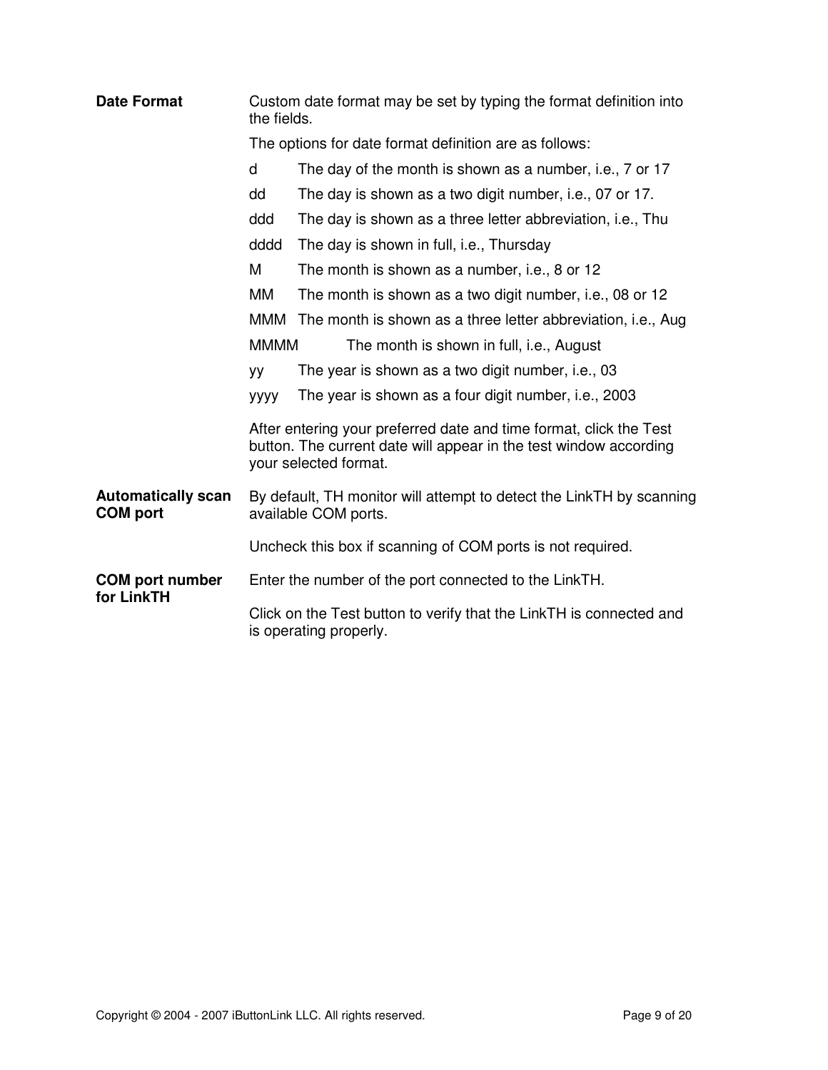**Date Format**

Custom date format may be set by typing the format definition into the fields.

The options for date format definition are as follows:

| | |
|---|---|
| d | The day of the month is shown as a number, i.e., 7 or 17 |
| dd | The day is shown as a two digit number, i.e., 07 or 17. |
| ddd | The day is shown as a three letter abbreviation, i.e., Thu |
| dddd | The day is shown in full, i.e., Thursday |
| M | The month is shown as a number, i.e., 8 or 12 |
| MM | The month is shown as a two digit number, i.e., 08 or 12 |
| MMM | The month is shown as a three letter abbreviation, i.e., Aug |
| MMMM | The month is shown in full, i.e., August |
| yy | The year is shown as a two digit number, i.e., 03 |
| yyyy | The year is shown as a four digit number, i.e., 2003 |

After entering your preferred date and time format, click the Test button. The current date will appear in the test window according your selected format.

**Automatically scan COM port**

By default, TH monitor will attempt to detect the LinkTH by scanning available COM ports.

Uncheck this box if scanning of COM ports is not required.

**COM port number for LinkTH**

Enter the number of the port connected to the LinkTH.

Click on the Test button to verify that the LinkTH is connected and is operating properly.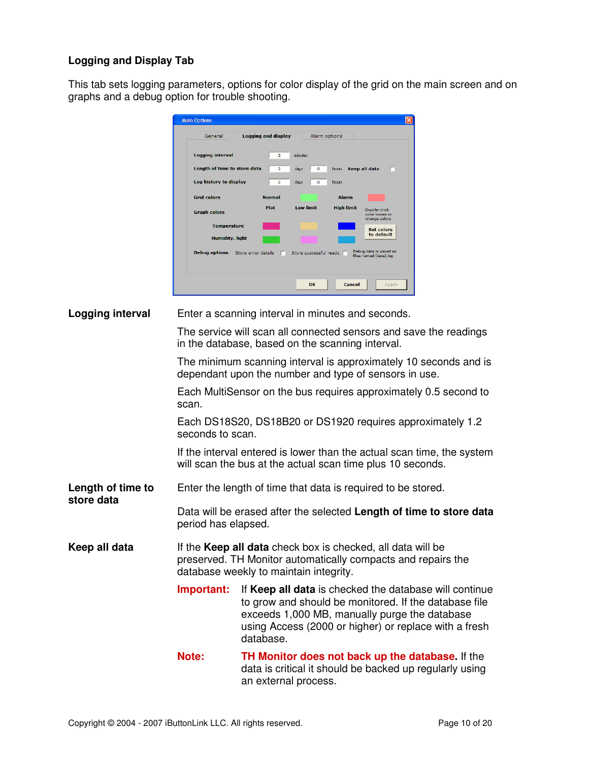### Logging and Display Tab

This tab sets logging parameters, options for color display of the grid on the main screen and on graphs and a debug option for trouble shooting.

**Logging interval**

Enter a scanning interval in minutes and seconds.

The service will scan all connected sensors and save the readings in the database, based on the scanning interval.

The minimum scanning interval is approximately 10 seconds and is dependant upon the number and type of sensors in use.

Each MultiSensor on the bus requires approximately 0.5 second to scan.

Each DS18S20, DS18B20 or DS1920 requires approximately 1.2 seconds to scan.

If the interval entered is lower than the actual scan time, the system will scan the bus at the actual scan time plus 10 seconds.

**Length of time to store data**

Enter the length of time that data is required to be stored.

Data will be erased after the selected **Length of time to store data** period has elapsed.

**Keep all data**

If the **Keep all data** check box is checked, all data will be preserved. TH Monitor automatically compacts and repairs the database weekly to maintain integrity.

**Important:** If **Keep all data** is checked the database will continue to grow and should be monitored. If the database file exceeds 1,000 MB, manually purge the database using Access (2000 or higher) or replace with a fresh database.

**Note:** **TH Monitor does not back up the database.** If the data is critical it should be backed up regularly using an external process.

Copyright © 2004 - 2007 iButtonLink LLC. All rights reserved.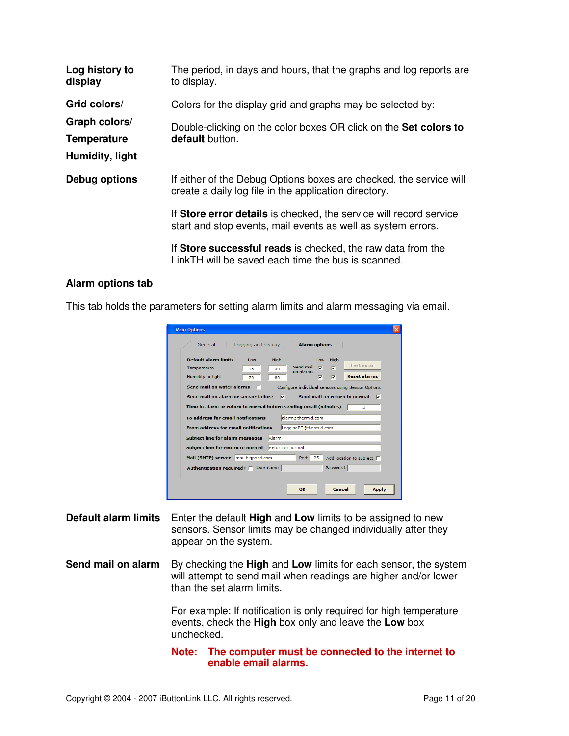**Log history to display** The period, in days and hours, that the graphs and log reports are to display.

**Grid colors/ Graph colors/ Temperature Humidity, light** Colors for the display grid and graphs may be selected by:

Double-clicking on the color boxes OR click on the **Set colors to default** button.

**Debug options** If either of the Debug Options boxes are checked, the service will create a daily log file in the application directory.

If **Store error details** is checked, the service will record service start and stop events, mail events as well as system errors.

If **Store successful reads** is checked, the raw data from the LinkTH will be saved each time the bus is scanned.

### Alarm options tab

This tab holds the parameters for setting alarm limits and alarm messaging via email.

**Default alarm limits** Enter the default **High** and **Low** limits to be assigned to new sensors. Sensor limits may be changed individually after they appear on the system.

**Send mail on alarm** By checking the **High** and **Low** limits for each sensor, the system will attempt to send mail when readings are higher and/or lower than the set alarm limits.

For example: If notification is only required for high temperature events, check the **High** box only and leave the **Low** box unchecked.

**Note: The computer must be connected to the internet to enable email alarms.**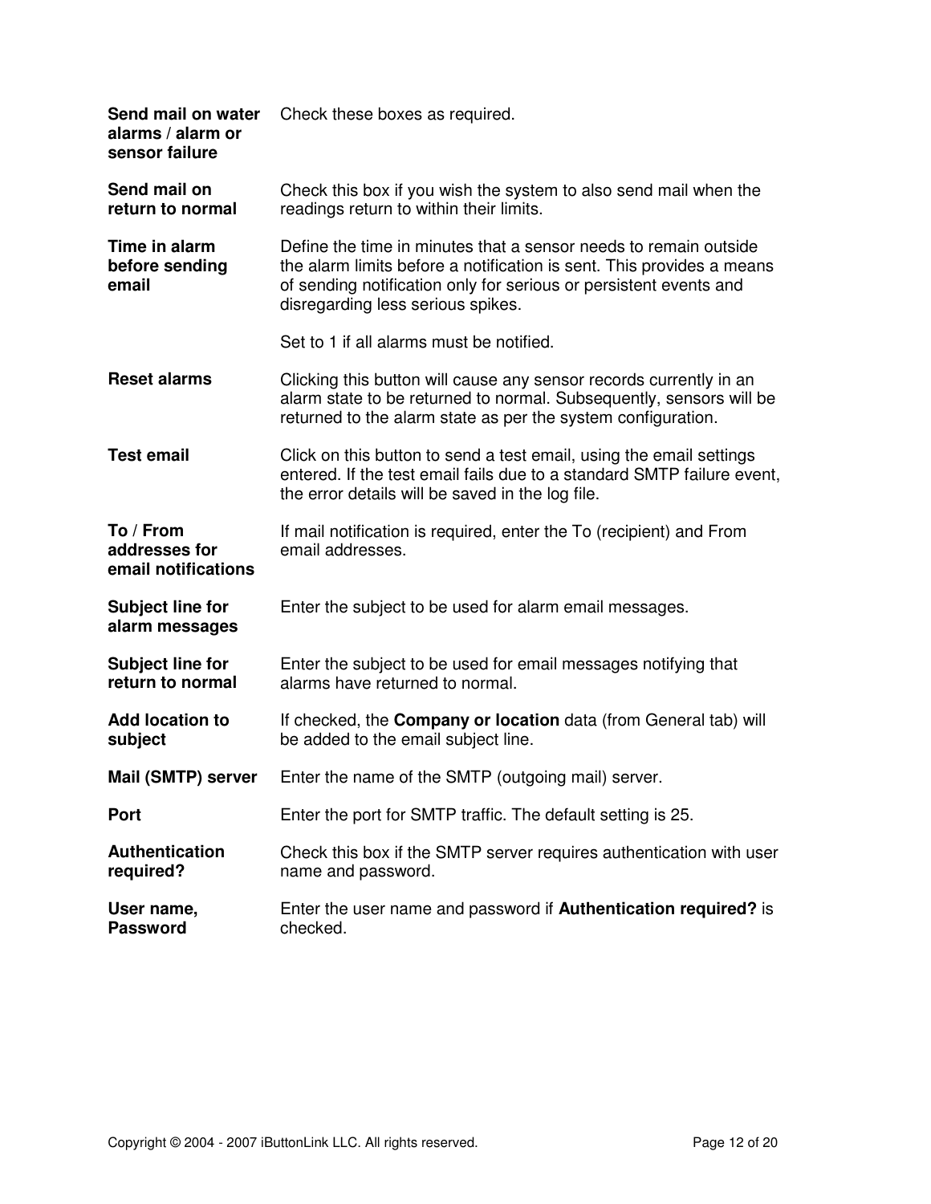**Send mail on water alarms / alarm or sensor failure**
Check these boxes as required.

**Send mail on return to normal**
Check this box if you wish the system to also send mail when the readings return to within their limits.

**Time in alarm before sending email**
Define the time in minutes that a sensor needs to remain outside the alarm limits before a notification is sent. This provides a means of sending notification only for serious or persistent events and disregarding less serious spikes.

Set to 1 if all alarms must be notified.

**Reset alarms**
Clicking this button will cause any sensor records currently in an alarm state to be returned to normal. Subsequently, sensors will be returned to the alarm state as per the system configuration.

**Test email**
Click on this button to send a test email, using the email settings entered. If the test email fails due to a standard SMTP failure event, the error details will be saved in the log file.

**To / From addresses for email notifications**
If mail notification is required, enter the To (recipient) and From email addresses.

**Subject line for alarm messages**
Enter the subject to be used for alarm email messages.

**Subject line for return to normal**
Enter the subject to be used for email messages notifying that alarms have returned to normal.

**Add location to subject**
If checked, the **Company or location** data (from General tab) will be added to the email subject line.

**Mail (SMTP) server**
Enter the name of the SMTP (outgoing mail) server.

**Port**
Enter the port for SMTP traffic. The default setting is 25.

**Authentication required?**
Check this box if the SMTP server requires authentication with user name and password.

**User name, Password**
Enter the user name and password if **Authentication required?** is checked.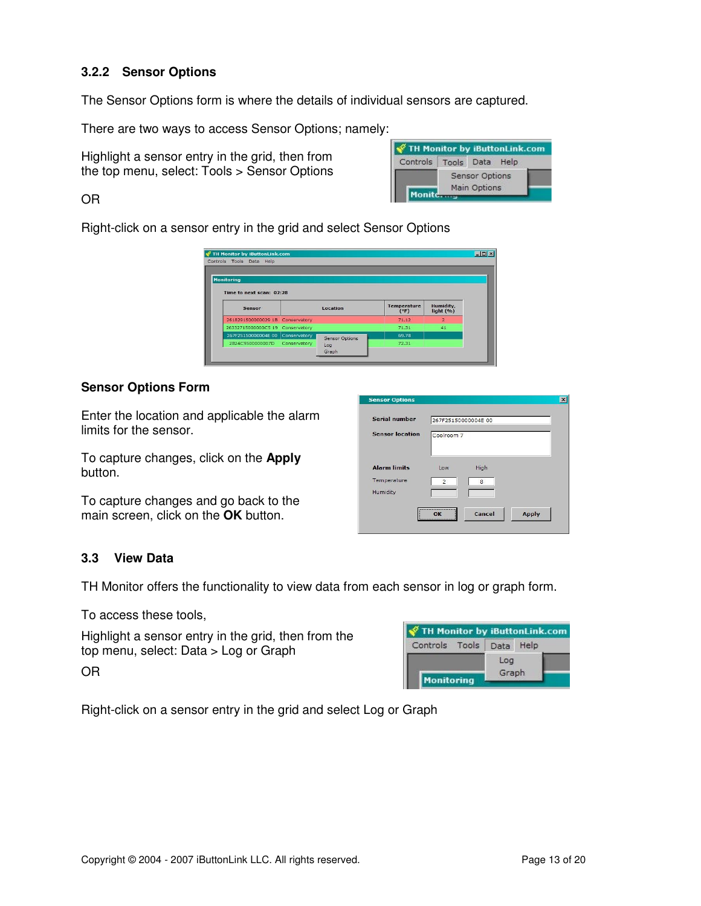### 3.2.2 Sensor Options

The Sensor Options form is where the details of individual sensors are captured.

There are two ways to access Sensor Options; namely:

Highlight a sensor entry in the grid, then from the top menu, select: Tools > Sensor Options

OR

Right-click on a sensor entry in the grid and select Sensor Options

#### Sensor Options Form

Enter the location and applicable the alarm limits for the sensor.

To capture changes, click on the **Apply** button.

To capture changes and go back to the main screen, click on the **OK** button.

### 3.3 View Data

TH Monitor offers the functionality to view data from each sensor in log or graph form.

To access these tools,

Highlight a sensor entry in the grid, then from the top menu, select: Data > Log or Graph

OR

Right-click on a sensor entry in the grid and select Log or Graph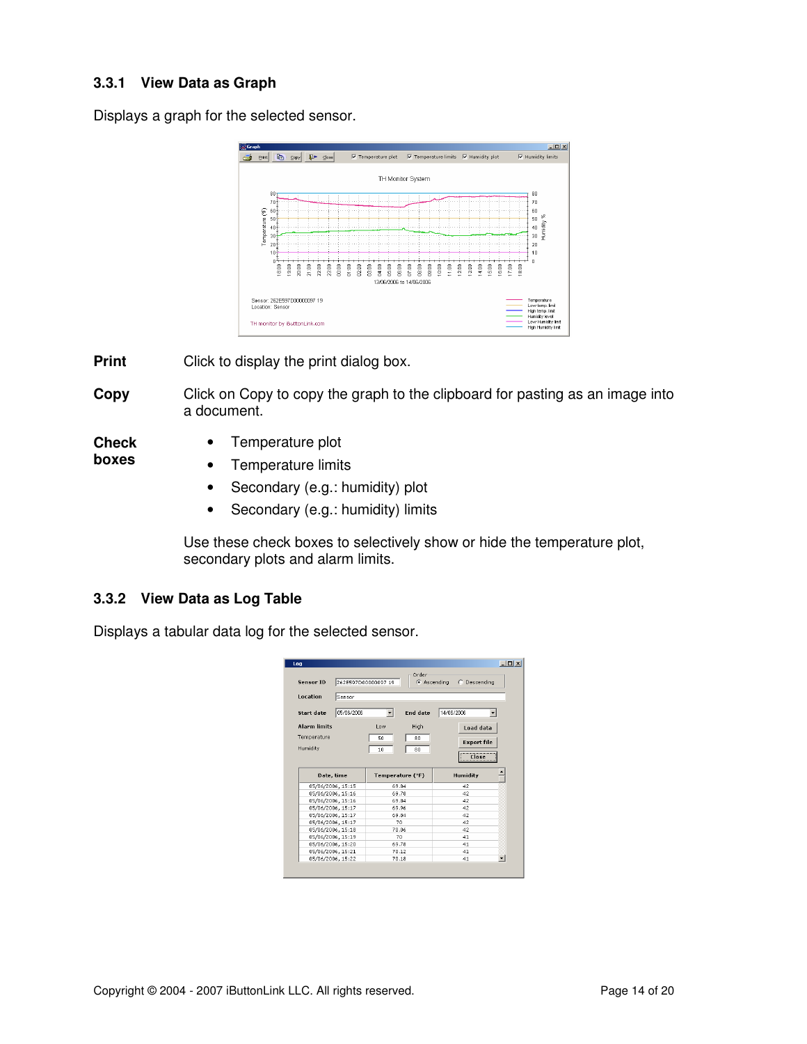### 3.3.1 View Data as Graph

Displays a graph for the selected sensor.

**Print** Click to display the print dialog box.

**Copy** Click on Copy to copy the graph to the clipboard for pasting as an image into a document.

**Check boxes**

- Temperature plot
- Temperature limits
- Secondary (e.g.: humidity) plot
- Secondary (e.g.: humidity) limits

Use these check boxes to selectively show or hide the temperature plot, secondary plots and alarm limits.

### 3.3.2 View Data as Log Table

Displays a tabular data log for the selected sensor.

Copyright © 2004 - 2007 iButtonLink LLC. All rights reserved.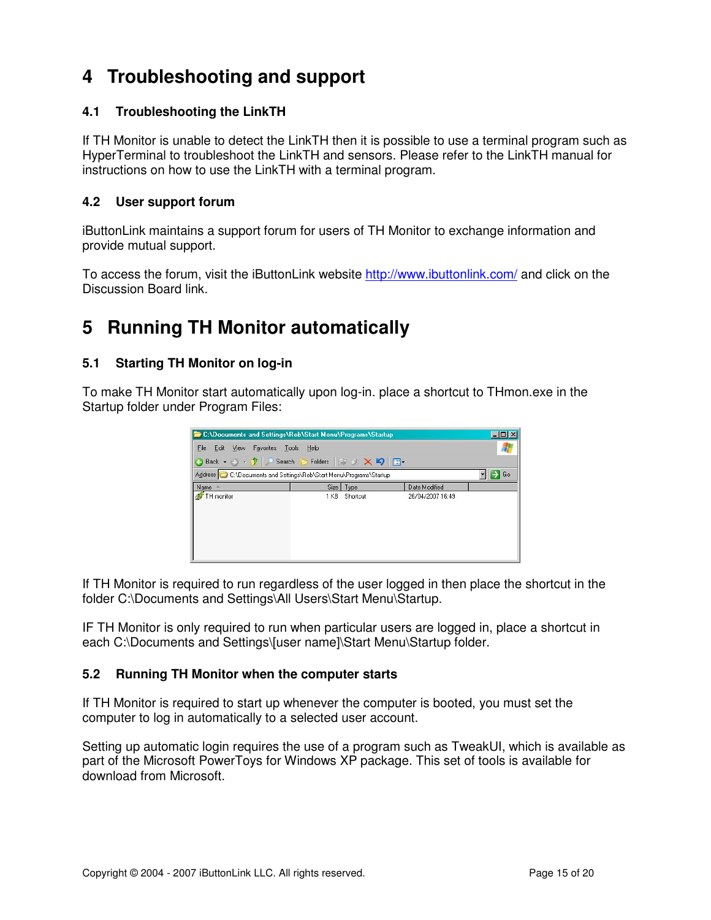# 4 Troubleshooting and support

## 4.1 Troubleshooting the LinkTH

If TH Monitor is unable to detect the LinkTH then it is possible to use a terminal program such as HyperTerminal to troubleshoot the LinkTH and sensors. Please refer to the LinkTH manual for instructions on how to use the LinkTH with a terminal program.

## 4.2 User support forum

iButtonLink maintains a support forum for users of TH Monitor to exchange information and provide mutual support.

To access the forum, visit the iButtonLink website http://www.ibuttonlink.com/ and click on the Discussion Board link.

# 5 Running TH Monitor automatically

## 5.1 Starting TH Monitor on log-in

To make TH Monitor start automatically upon log-in. place a shortcut to THmon.exe in the Startup folder under Program Files:

If TH Monitor is required to run regardless of the user logged in then place the shortcut in the folder C:\Documents and Settings\All Users\Start Menu\Startup.

IF TH Monitor is only required to run when particular users are logged in, place a shortcut in each C:\Documents and Settings\[user name]\Start Menu\Startup folder.

## 5.2 Running TH Monitor when the computer starts

If TH Monitor is required to start up whenever the computer is booted, you must set the computer to log in automatically to a selected user account.

Setting up automatic login requires the use of a program such as TweakUI, which is available as part of the Microsoft PowerToys for Windows XP package. This set of tools is available for download from Microsoft.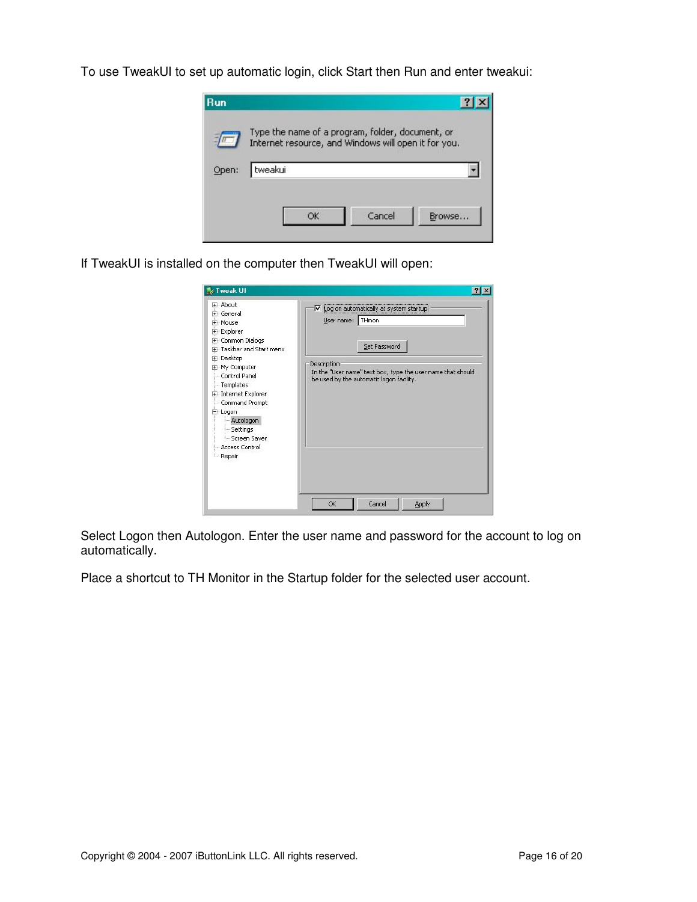To use TweakUI to set up automatic login, click Start then Run and enter tweakui:

If TweakUI is installed on the computer then TweakUI will open:

Select Logon then Autologon. Enter the user name and password for the account to log on automatically.

Place a shortcut to TH Monitor in the Startup folder for the selected user account.

Copyright © 2004 - 2007 iButtonLink LLC. All rights reserved.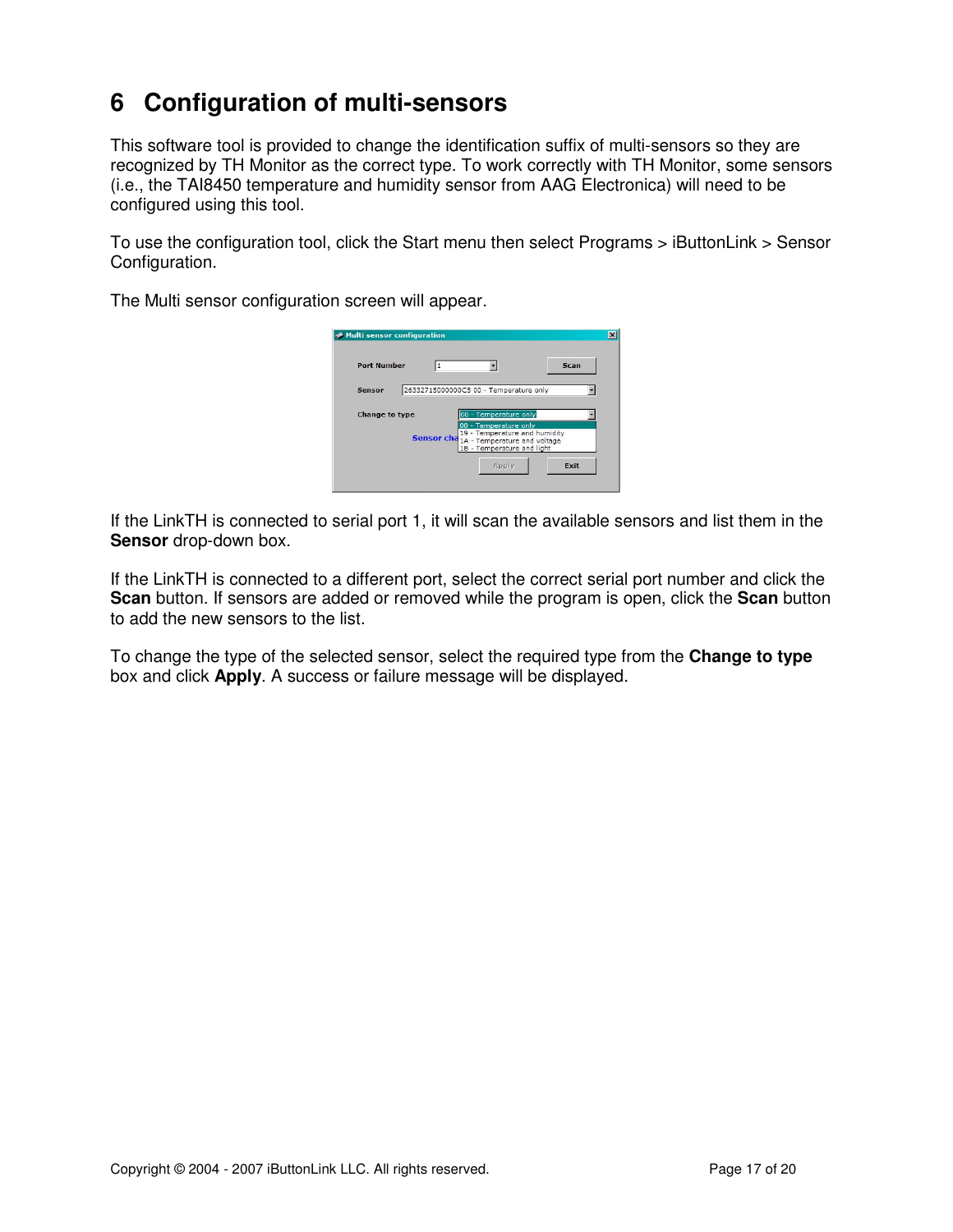# 6 Configuration of multi-sensors

This software tool is provided to change the identification suffix of multi-sensors so they are recognized by TH Monitor as the correct type. To work correctly with TH Monitor, some sensors (i.e., the TAI8450 temperature and humidity sensor from AAG Electronica) will need to be configured using this tool.

To use the configuration tool, click the Start menu then select Programs > iButtonLink > Sensor Configuration.

The Multi sensor configuration screen will appear.

If the LinkTH is connected to serial port 1, it will scan the available sensors and list them in the **Sensor** drop-down box.

If the LinkTH is connected to a different port, select the correct serial port number and click the **Scan** button. If sensors are added or removed while the program is open, click the **Scan** button to add the new sensors to the list.

To change the type of the selected sensor, select the required type from the **Change to type** box and click **Apply**. A success or failure message will be displayed.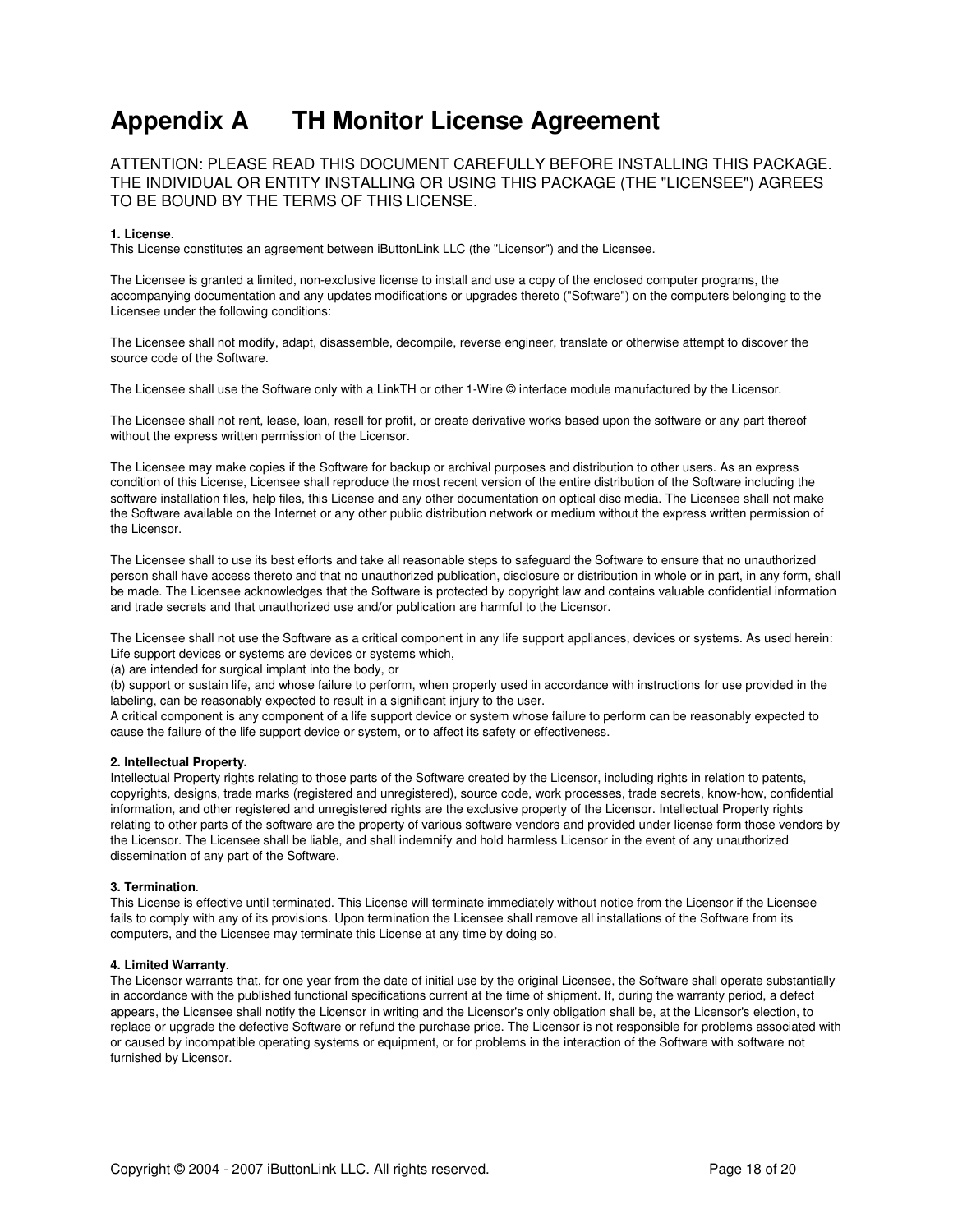# Appendix A TH Monitor License Agreement

ATTENTION: PLEASE READ THIS DOCUMENT CAREFULLY BEFORE INSTALLING THIS PACKAGE. THE INDIVIDUAL OR ENTITY INSTALLING OR USING THIS PACKAGE (THE "LICENSEE") AGREES TO BE BOUND BY THE TERMS OF THIS LICENSE.

**1. License**.
This License constitutes an agreement between iButtonLink LLC (the "Licensor") and the Licensee.

The Licensee is granted a limited, non-exclusive license to install and use a copy of the enclosed computer programs, the accompanying documentation and any updates modifications or upgrades thereto ("Software") on the computers belonging to the Licensee under the following conditions:

The Licensee shall not modify, adapt, disassemble, decompile, reverse engineer, translate or otherwise attempt to discover the source code of the Software.

The Licensee shall use the Software only with a LinkTH or other 1-Wire © interface module manufactured by the Licensor.

The Licensee shall not rent, lease, loan, resell for profit, or create derivative works based upon the software or any part thereof without the express written permission of the Licensor.

The Licensee may make copies if the Software for backup or archival purposes and distribution to other users. As an express condition of this License, Licensee shall reproduce the most recent version of the entire distribution of the Software including the software installation files, help files, this License and any other documentation on optical disc media. The Licensee shall not make the Software available on the Internet or any other public distribution network or medium without the express written permission of the Licensor.

The Licensee shall to use its best efforts and take all reasonable steps to safeguard the Software to ensure that no unauthorized person shall have access thereto and that no unauthorized publication, disclosure or distribution in whole or in part, in any form, shall be made. The Licensee acknowledges that the Software is protected by copyright law and contains valuable confidential information and trade secrets and that unauthorized use and/or publication are harmful to the Licensor.

The Licensee shall not use the Software as a critical component in any life support appliances, devices or systems. As used herein: Life support devices or systems are devices or systems which,
(a) are intended for surgical implant into the body, or
(b) support or sustain life, and whose failure to perform, when properly used in accordance with instructions for use provided in the labeling, can be reasonably expected to result in a significant injury to the user.
A critical component is any component of a life support device or system whose failure to perform can be reasonably expected to cause the failure of the life support device or system, or to affect its safety or effectiveness.

**2. Intellectual Property.**
Intellectual Property rights relating to those parts of the Software created by the Licensor, including rights in relation to patents, copyrights, designs, trade marks (registered and unregistered), source code, work processes, trade secrets, know-how, confidential information, and other registered and unregistered rights are the exclusive property of the Licensor. Intellectual Property rights relating to other parts of the software are the property of various software vendors and provided under license form those vendors by the Licensor. The Licensee shall be liable, and shall indemnify and hold harmless Licensor in the event of any unauthorized dissemination of any part of the Software.

**3. Termination**.
This License is effective until terminated. This License will terminate immediately without notice from the Licensor if the Licensee fails to comply with any of its provisions. Upon termination the Licensee shall remove all installations of the Software from its computers, and the Licensee may terminate this License at any time by doing so.

**4. Limited Warranty**.
The Licensor warrants that, for one year from the date of initial use by the original Licensee, the Software shall operate substantially in accordance with the published functional specifications current at the time of shipment. If, during the warranty period, a defect appears, the Licensee shall notify the Licensor in writing and the Licensor's only obligation shall be, at the Licensor's election, to replace or upgrade the defective Software or refund the purchase price. The Licensor is not responsible for problems associated with or caused by incompatible operating systems or equipment, or for problems in the interaction of the Software with software not furnished by Licensor.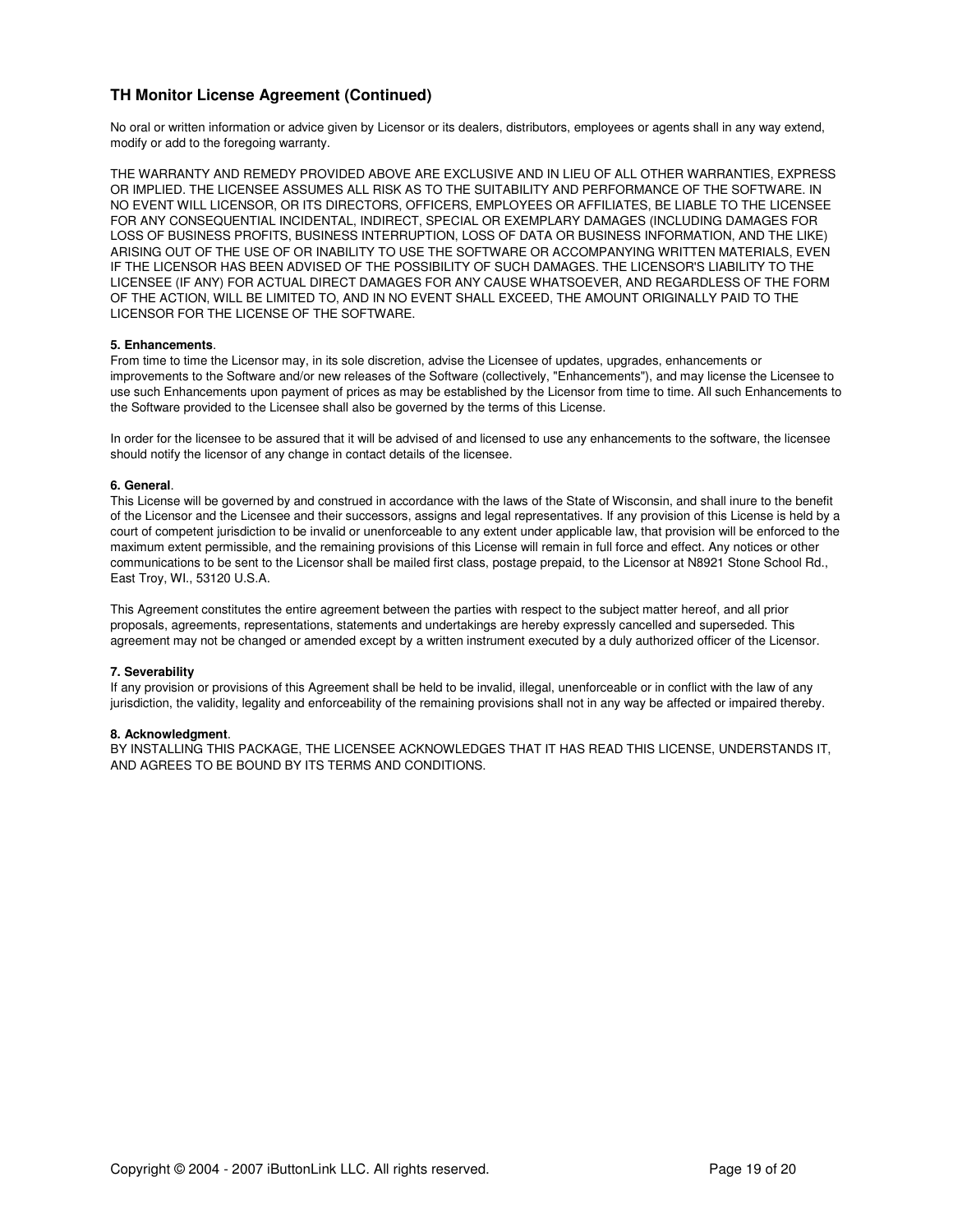## TH Monitor License Agreement (Continued)

No oral or written information or advice given by Licensor or its dealers, distributors, employees or agents shall in any way extend, modify or add to the foregoing warranty.

THE WARRANTY AND REMEDY PROVIDED ABOVE ARE EXCLUSIVE AND IN LIEU OF ALL OTHER WARRANTIES, EXPRESS OR IMPLIED. THE LICENSEE ASSUMES ALL RISK AS TO THE SUITABILITY AND PERFORMANCE OF THE SOFTWARE. IN NO EVENT WILL LICENSOR, OR ITS DIRECTORS, OFFICERS, EMPLOYEES OR AFFILIATES, BE LIABLE TO THE LICENSEE FOR ANY CONSEQUENTIAL INCIDENTAL, INDIRECT, SPECIAL OR EXEMPLARY DAMAGES (INCLUDING DAMAGES FOR LOSS OF BUSINESS PROFITS, BUSINESS INTERRUPTION, LOSS OF DATA OR BUSINESS INFORMATION, AND THE LIKE) ARISING OUT OF THE USE OF OR INABILITY TO USE THE SOFTWARE OR ACCOMPANYING WRITTEN MATERIALS, EVEN IF THE LICENSOR HAS BEEN ADVISED OF THE POSSIBILITY OF SUCH DAMAGES. THE LICENSOR'S LIABILITY TO THE LICENSEE (IF ANY) FOR ACTUAL DIRECT DAMAGES FOR ANY CAUSE WHATSOEVER, AND REGARDLESS OF THE FORM OF THE ACTION, WILL BE LIMITED TO, AND IN NO EVENT SHALL EXCEED, THE AMOUNT ORIGINALLY PAID TO THE LICENSOR FOR THE LICENSE OF THE SOFTWARE.

**5. Enhancements**.
From time to time the Licensor may, in its sole discretion, advise the Licensee of updates, upgrades, enhancements or improvements to the Software and/or new releases of the Software (collectively, "Enhancements"), and may license the Licensee to use such Enhancements upon payment of prices as may be established by the Licensor from time to time. All such Enhancements to the Software provided to the Licensee shall also be governed by the terms of this License.

In order for the licensee to be assured that it will be advised of and licensed to use any enhancements to the software, the licensee should notify the licensor of any change in contact details of the licensee.

**6. General**.
This License will be governed by and construed in accordance with the laws of the State of Wisconsin, and shall inure to the benefit of the Licensor and the Licensee and their successors, assigns and legal representatives. If any provision of this License is held by a court of competent jurisdiction to be invalid or unenforceable to any extent under applicable law, that provision will be enforced to the maximum extent permissible, and the remaining provisions of this License will remain in full force and effect. Any notices or other communications to be sent to the Licensor shall be mailed first class, postage prepaid, to the Licensor at N8921 Stone School Rd., East Troy, WI., 53120 U.S.A.

This Agreement constitutes the entire agreement between the parties with respect to the subject matter hereof, and all prior proposals, agreements, representations, statements and undertakings are hereby expressly cancelled and superseded. This agreement may not be changed or amended except by a written instrument executed by a duly authorized officer of the Licensor.

**7. Severability**
If any provision or provisions of this Agreement shall be held to be invalid, illegal, unenforceable or in conflict with the law of any jurisdiction, the validity, legality and enforceability of the remaining provisions shall not in any way be affected or impaired thereby.

**8. Acknowledgment**.
BY INSTALLING THIS PACKAGE, THE LICENSEE ACKNOWLEDGES THAT IT HAS READ THIS LICENSE, UNDERSTANDS IT, AND AGREES TO BE BOUND BY ITS TERMS AND CONDITIONS.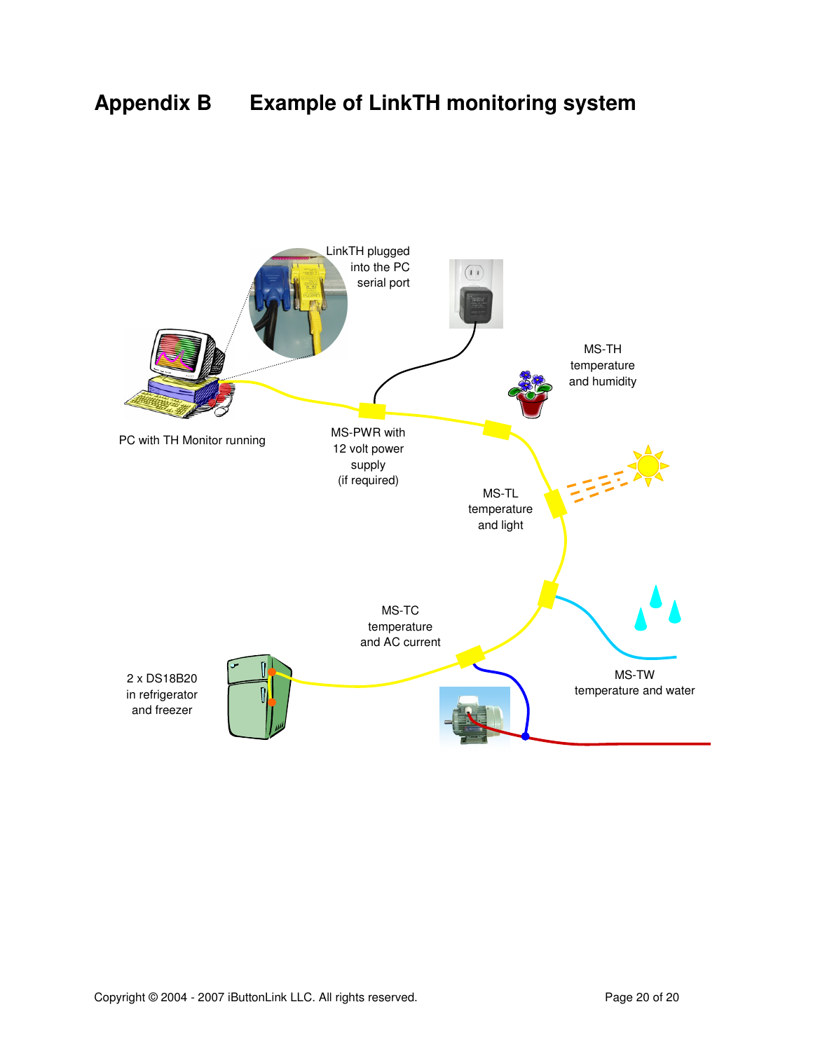# Appendix B Example of LinkTH monitoring system

LinkTH plugged into the PC serial port

MS-TH temperature and humidity

PC with TH Monitor running

MS-PWR with 12 volt power supply (if required)

MS-TL temperature and light

MS-TC temperature and AC current

2 x DS18B20 in refrigerator and freezer

MS-TW temperature and water

Copyright © 2004 - 2007 iButtonLink LLC. All rights reserved.